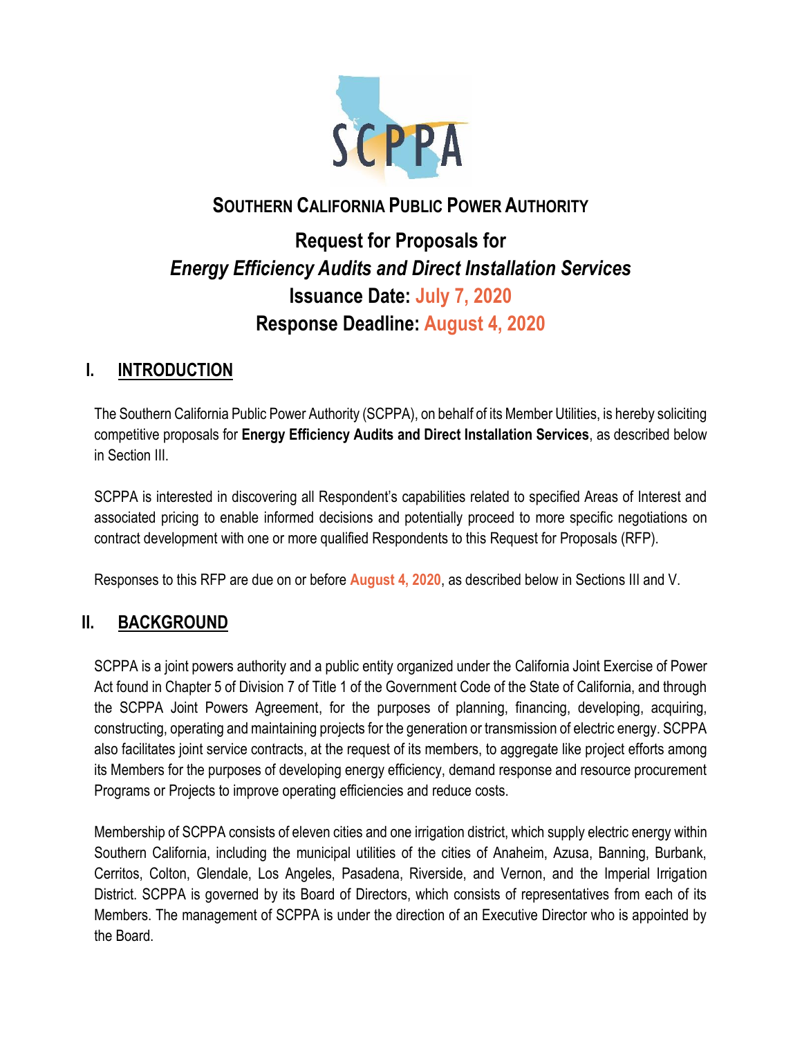# SOUTHERN CALIFORNIA PUBLIC POWER AUTHORITY

## Request for Proposals for *Energy Efficiency Audits and Direct Installation Services*

## Issuance Date: July 7, 2020

## Response Deadline: August 4, 2020

## I. INTRODUCTION

The Southern California Public Power Authority (SCPPA), on behalf of its Member Utilities, is hereby soliciting competitive proposals for **Energy Efficiency Audits and Direct Installation Services**, as described below in Section III.

SCPPA is interested in discovering all Respondent's capabilities related to specified Areas of Interest and associated pricing to enable informed decisions and potentially proceed to more specific negotiations on contract development with one or more qualified Respondents to this Request for Proposals (RFP).

Responses to this RFP are due on or before **August 4, 2020**, as described below in Sections III and V.

## II. BACKGROUND

SCPPA is a joint powers authority and a public entity organized under the California Joint Exercise of Power Act found in Chapter 5 of Division 7 of Title 1 of the Government Code of the State of California, and through the SCPPA Joint Powers Agreement, for the purposes of planning, financing, developing, acquiring, constructing, operating and maintaining projects for the generation or transmission of electric energy. SCPPA also facilitates joint service contracts, at the request of its members, to aggregate like project efforts among its Members for the purposes of developing energy efficiency, demand response and resource procurement Programs or Projects to improve operating efficiencies and reduce costs.

Membership of SCPPA consists of eleven cities and one irrigation district, which supply electric energy within Southern California, including the municipal utilities of the cities of Anaheim, Azusa, Banning, Burbank, Cerritos, Colton, Glendale, Los Angeles, Pasadena, Riverside, and Vernon, and the Imperial Irrigation District. SCPPA is governed by its Board of Directors, which consists of representatives from each of its Members. The management of SCPPA is under the direction of an Executive Director who is appointed by the Board.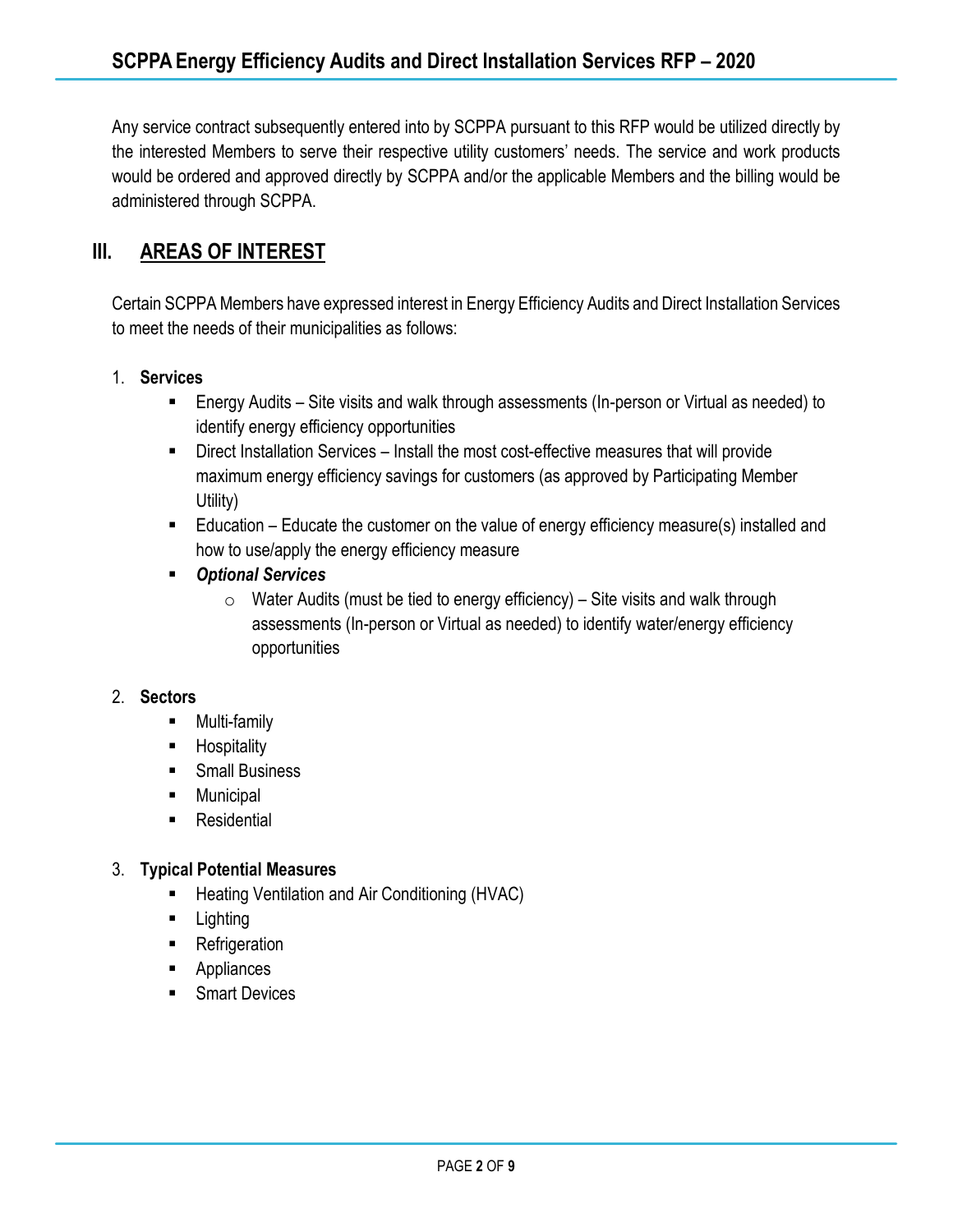Any service contract subsequently entered into by SCPPA pursuant to this RFP would be utilized directly by the interested Members to serve their respective utility customers' needs. The service and work products would be ordered and approved directly by SCPPA and/or the applicable Members and the billing would be administered through SCPPA.

## III. AREAS OF INTEREST

Certain SCPPA Members have expressed interest in Energy Efficiency Audits and Direct Installation Services to meet the needs of their municipalities as follows:

1. **Services**
   - Energy Audits – Site visits and walk through assessments (In-person or Virtual as needed) to identify energy efficiency opportunities
   - Direct Installation Services – Install the most cost-effective measures that will provide maximum energy efficiency savings for customers (as approved by Participating Member Utility)
   - Education – Educate the customer on the value of energy efficiency measure(s) installed and how to use/apply the energy efficiency measure
   - ***Optional Services***
     - Water Audits (must be tied to energy efficiency) – Site visits and walk through assessments (In-person or Virtual as needed) to identify water/energy efficiency opportunities

2. **Sectors**
   - Multi-family
   - Hospitality
   - Small Business
   - Municipal
   - Residential

3. **Typical Potential Measures**
   - Heating Ventilation and Air Conditioning (HVAC)
   - Lighting
   - Refrigeration
   - Appliances
   - Smart Devices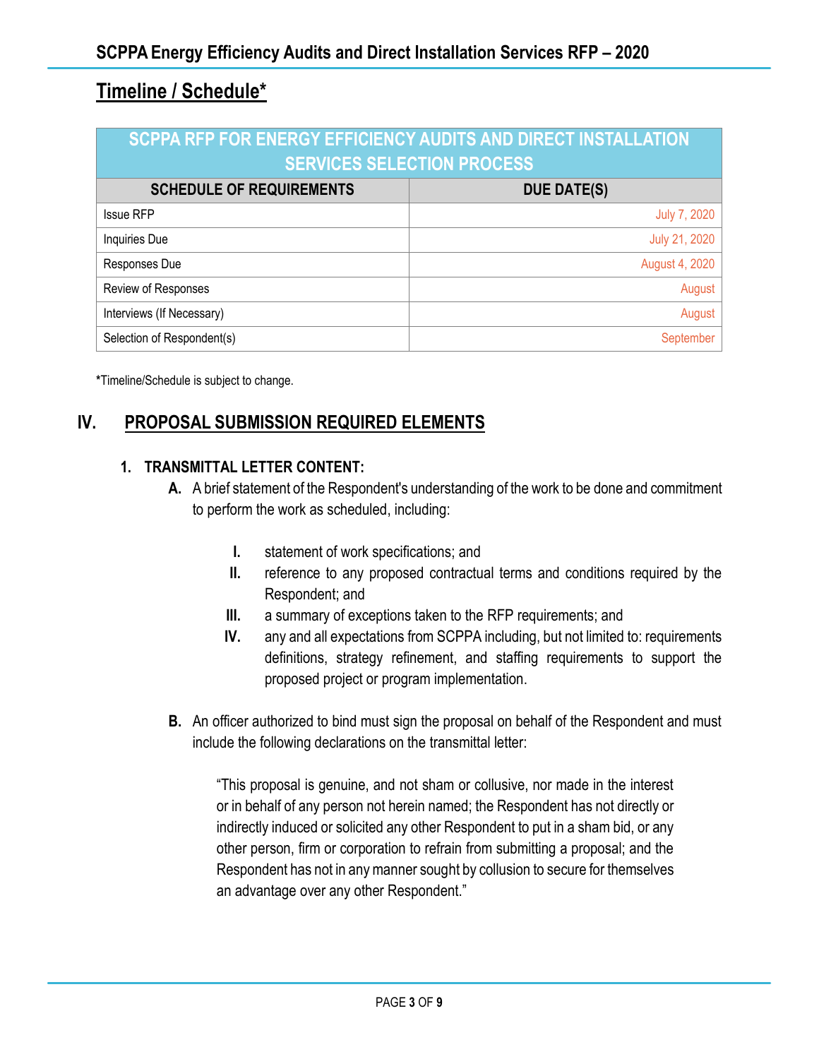## Timeline / Schedule*

| SCPPA RFP FOR ENERGY EFFICIENCY AUDITS AND DIRECT INSTALLATION SERVICES SELECTION PROCESS | |
|---|---|
| **SCHEDULE OF REQUIREMENTS** | **DUE DATE(S)** |
| Issue RFP | July 7, 2020 |
| Inquiries Due | July 21, 2020 |
| Responses Due | August 4, 2020 |
| Review of Responses | August |
| Interviews (If Necessary) | August |
| Selection of Respondent(s) | September |

*Timeline/Schedule is subject to change.

## IV. PROPOSAL SUBMISSION REQUIRED ELEMENTS

### 1. TRANSMITTAL LETTER CONTENT:

**A.** A brief statement of the Respondent's understanding of the work to be done and commitment to perform the work as scheduled, including:

- **I.** statement of work specifications; and
- **II.** reference to any proposed contractual terms and conditions required by the Respondent; and
- **III.** a summary of exceptions taken to the RFP requirements; and
- **IV.** any and all expectations from SCPPA including, but not limited to: requirements definitions, strategy refinement, and staffing requirements to support the proposed project or program implementation.

**B.** An officer authorized to bind must sign the proposal on behalf of the Respondent and must include the following declarations on the transmittal letter:

> "This proposal is genuine, and not sham or collusive, nor made in the interest or in behalf of any person not herein named; the Respondent has not directly or indirectly induced or solicited any other Respondent to put in a sham bid, or any other person, firm or corporation to refrain from submitting a proposal; and the Respondent has not in any manner sought by collusion to secure for themselves an advantage over any other Respondent."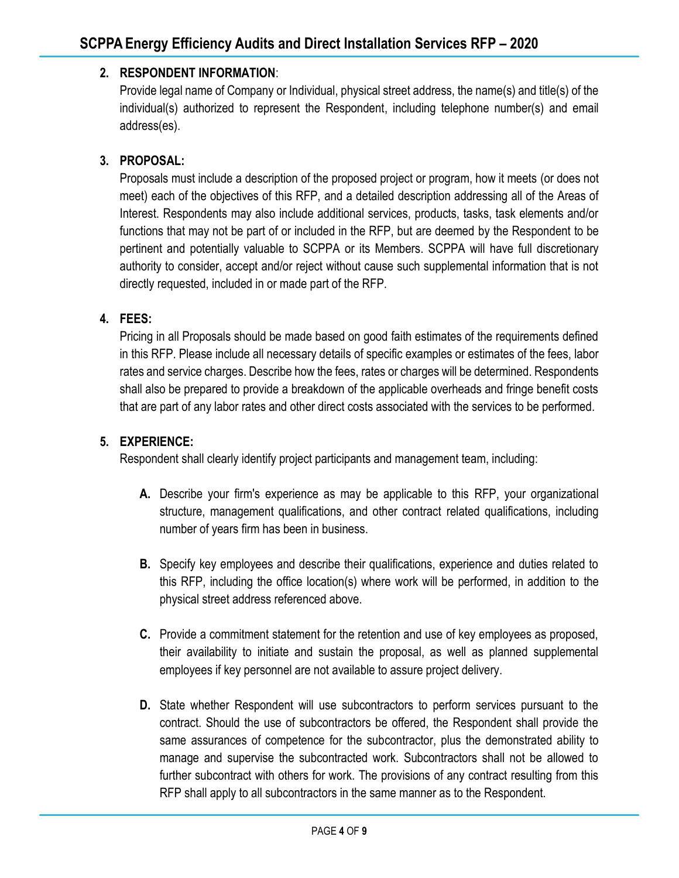2. **RESPONDENT INFORMATION**:
   Provide legal name of Company or Individual, physical street address, the name(s) and title(s) of the individual(s) authorized to represent the Respondent, including telephone number(s) and email address(es).

3. **PROPOSAL:**
   Proposals must include a description of the proposed project or program, how it meets (or does not meet) each of the objectives of this RFP, and a detailed description addressing all of the Areas of Interest. Respondents may also include additional services, products, tasks, task elements and/or functions that may not be part of or included in the RFP, but are deemed by the Respondent to be pertinent and potentially valuable to SCPPA or its Members. SCPPA will have full discretionary authority to consider, accept and/or reject without cause such supplemental information that is not directly requested, included in or made part of the RFP.

4. **FEES:**
   Pricing in all Proposals should be made based on good faith estimates of the requirements defined in this RFP. Please include all necessary details of specific examples or estimates of the fees, labor rates and service charges. Describe how the fees, rates or charges will be determined. Respondents shall also be prepared to provide a breakdown of the applicable overheads and fringe benefit costs that are part of any labor rates and other direct costs associated with the services to be performed.

5. **EXPERIENCE:**
   Respondent shall clearly identify project participants and management team, including:

   **A.** Describe your firm's experience as may be applicable to this RFP, your organizational structure, management qualifications, and other contract related qualifications, including number of years firm has been in business.

   **B.** Specify key employees and describe their qualifications, experience and duties related to this RFP, including the office location(s) where work will be performed, in addition to the physical street address referenced above.

   **C.** Provide a commitment statement for the retention and use of key employees as proposed, their availability to initiate and sustain the proposal, as well as planned supplemental employees if key personnel are not available to assure project delivery.

   **D.** State whether Respondent will use subcontractors to perform services pursuant to the contract. Should the use of subcontractors be offered, the Respondent shall provide the same assurances of competence for the subcontractor, plus the demonstrated ability to manage and supervise the subcontracted work. Subcontractors shall not be allowed to further subcontract with others for work. The provisions of any contract resulting from this RFP shall apply to all subcontractors in the same manner as to the Respondent.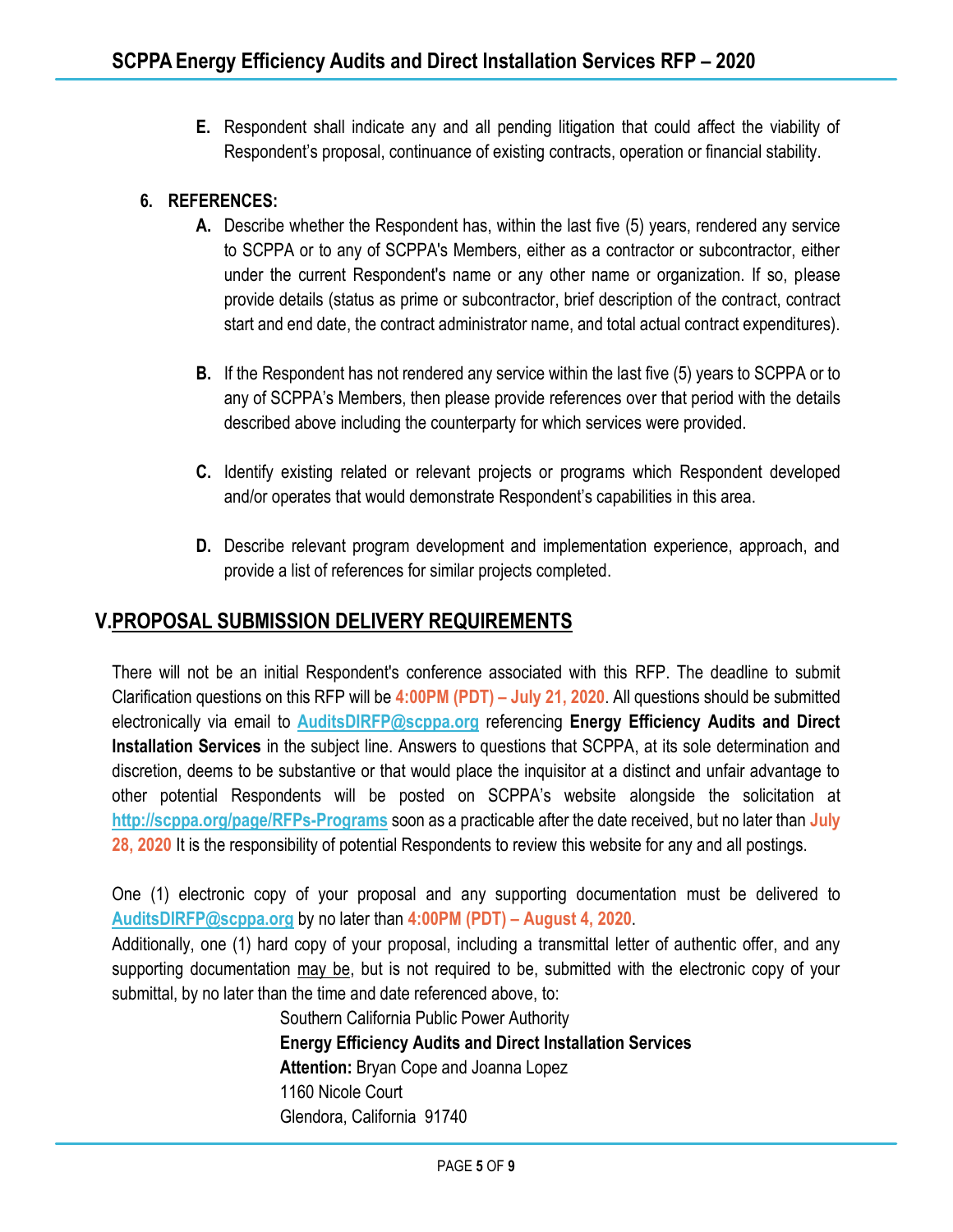**E.** Respondent shall indicate any and all pending litigation that could affect the viability of Respondent's proposal, continuance of existing contracts, operation or financial stability.

**6. REFERENCES:**

**A.** Describe whether the Respondent has, within the last five (5) years, rendered any service to SCPPA or to any of SCPPA's Members, either as a contractor or subcontractor, either under the current Respondent's name or any other name or organization. If so, please provide details (status as prime or subcontractor, brief description of the contract, contract start and end date, the contract administrator name, and total actual contract expenditures).

**B.** If the Respondent has not rendered any service within the last five (5) years to SCPPA or to any of SCPPA's Members, then please provide references over that period with the details described above including the counterparty for which services were provided.

**C.** Identify existing related or relevant projects or programs which Respondent developed and/or operates that would demonstrate Respondent's capabilities in this area.

**D.** Describe relevant program development and implementation experience, approach, and provide a list of references for similar projects completed.

## V. PROPOSAL SUBMISSION DELIVERY REQUIREMENTS

There will not be an initial Respondent's conference associated with this RFP. The deadline to submit Clarification questions on this RFP will be **4:00PM (PDT) – July 21, 2020**. All questions should be submitted electronically via email to AuditsDIRFP@scppa.org referencing **Energy Efficiency Audits and Direct Installation Services** in the subject line. Answers to questions that SCPPA, at its sole determination and discretion, deems to be substantive or that would place the inquisitor at a distinct and unfair advantage to other potential Respondents will be posted on SCPPA's website alongside the solicitation at http://scppa.org/page/RFPs-Programs soon as a practicable after the date received, but no later than **July 28, 2020** It is the responsibility of potential Respondents to review this website for any and all postings.

One (1) electronic copy of your proposal and any supporting documentation must be delivered to AuditsDIRFP@scppa.org by no later than **4:00PM (PDT) – August 4, 2020**.
Additionally, one (1) hard copy of your proposal, including a transmittal letter of authentic offer, and any supporting documentation may be, but is not required to be, submitted with the electronic copy of your submittal, by no later than the time and date referenced above, to:

Southern California Public Power Authority
**Energy Efficiency Audits and Direct Installation Services**
**Attention:** Bryan Cope and Joanna Lopez
1160 Nicole Court
Glendora, California 91740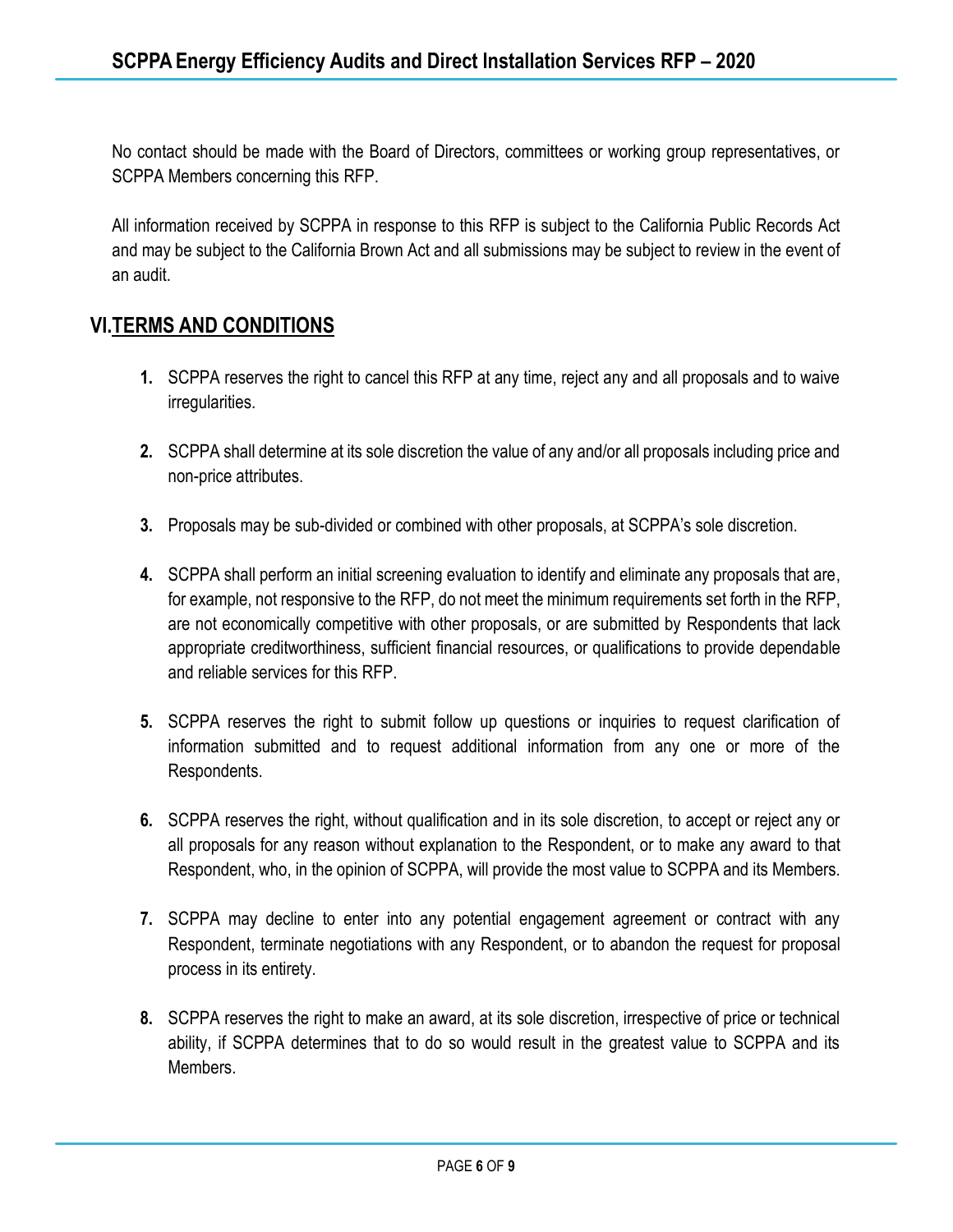No contact should be made with the Board of Directors, committees or working group representatives, or SCPPA Members concerning this RFP.

All information received by SCPPA in response to this RFP is subject to the California Public Records Act and may be subject to the California Brown Act and all submissions may be subject to review in the event of an audit.

## VI. TERMS AND CONDITIONS

1. SCPPA reserves the right to cancel this RFP at any time, reject any and all proposals and to waive irregularities.

2. SCPPA shall determine at its sole discretion the value of any and/or all proposals including price and non-price attributes.

3. Proposals may be sub-divided or combined with other proposals, at SCPPA's sole discretion.

4. SCPPA shall perform an initial screening evaluation to identify and eliminate any proposals that are, for example, not responsive to the RFP, do not meet the minimum requirements set forth in the RFP, are not economically competitive with other proposals, or are submitted by Respondents that lack appropriate creditworthiness, sufficient financial resources, or qualifications to provide dependable and reliable services for this RFP.

5. SCPPA reserves the right to submit follow up questions or inquiries to request clarification of information submitted and to request additional information from any one or more of the Respondents.

6. SCPPA reserves the right, without qualification and in its sole discretion, to accept or reject any or all proposals for any reason without explanation to the Respondent, or to make any award to that Respondent, who, in the opinion of SCPPA, will provide the most value to SCPPA and its Members.

7. SCPPA may decline to enter into any potential engagement agreement or contract with any Respondent, terminate negotiations with any Respondent, or to abandon the request for proposal process in its entirety.

8. SCPPA reserves the right to make an award, at its sole discretion, irrespective of price or technical ability, if SCPPA determines that to do so would result in the greatest value to SCPPA and its Members.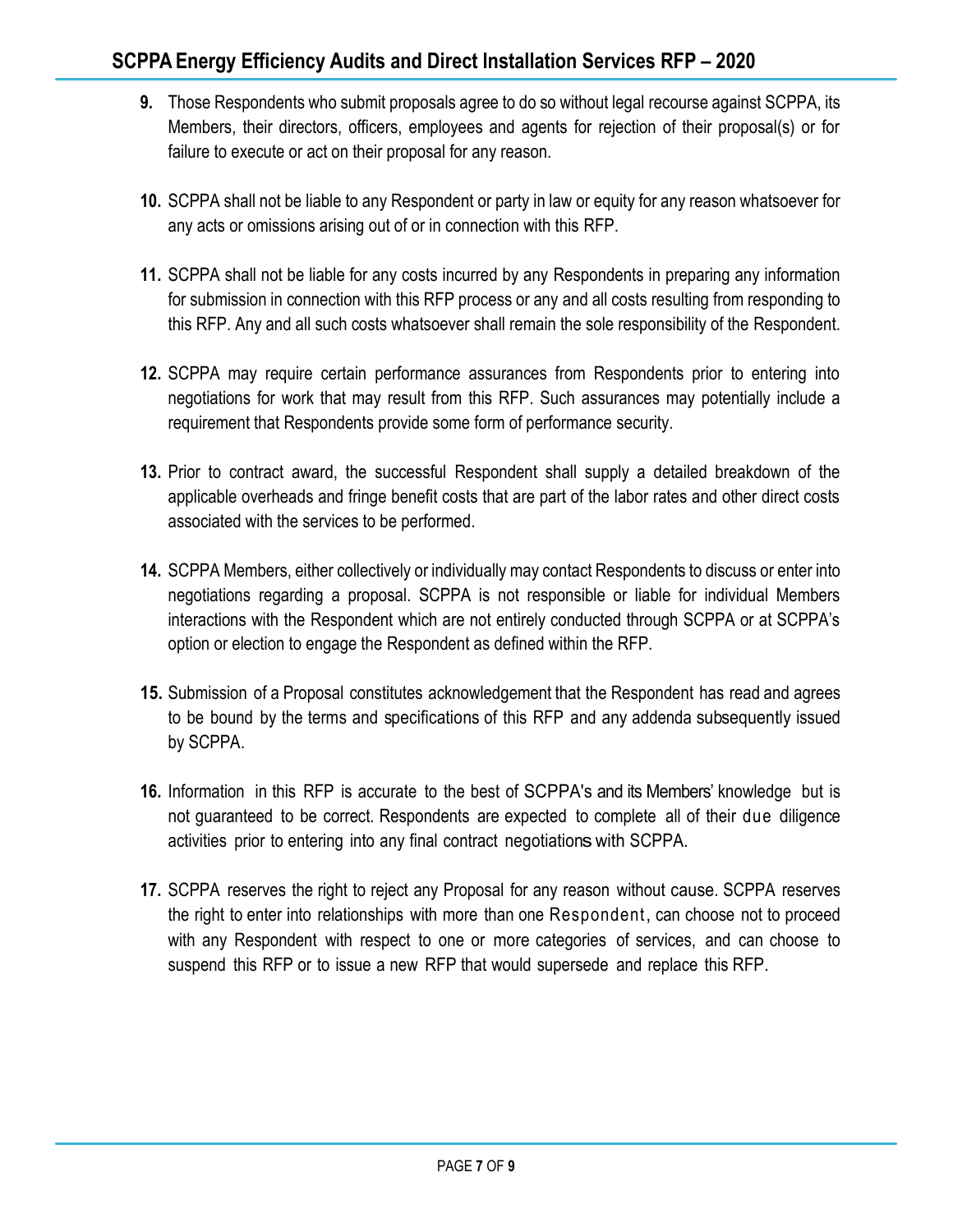9. Those Respondents who submit proposals agree to do so without legal recourse against SCPPA, its Members, their directors, officers, employees and agents for rejection of their proposal(s) or for failure to execute or act on their proposal for any reason.

10. SCPPA shall not be liable to any Respondent or party in law or equity for any reason whatsoever for any acts or omissions arising out of or in connection with this RFP.

11. SCPPA shall not be liable for any costs incurred by any Respondents in preparing any information for submission in connection with this RFP process or any and all costs resulting from responding to this RFP. Any and all such costs whatsoever shall remain the sole responsibility of the Respondent.

12. SCPPA may require certain performance assurances from Respondents prior to entering into negotiations for work that may result from this RFP. Such assurances may potentially include a requirement that Respondents provide some form of performance security.

13. Prior to contract award, the successful Respondent shall supply a detailed breakdown of the applicable overheads and fringe benefit costs that are part of the labor rates and other direct costs associated with the services to be performed.

14. SCPPA Members, either collectively or individually may contact Respondents to discuss or enter into negotiations regarding a proposal. SCPPA is not responsible or liable for individual Members interactions with the Respondent which are not entirely conducted through SCPPA or at SCPPA's option or election to engage the Respondent as defined within the RFP.

15. Submission of a Proposal constitutes acknowledgement that the Respondent has read and agrees to be bound by the terms and specifications of this RFP and any addenda subsequently issued by SCPPA.

16. Information in this RFP is accurate to the best of SCPPA's and its Members' knowledge but is not guaranteed to be correct. Respondents are expected to complete all of their due diligence activities prior to entering into any final contract negotiations with SCPPA.

17. SCPPA reserves the right to reject any Proposal for any reason without cause. SCPPA reserves the right to enter into relationships with more than one Respondent, can choose not to proceed with any Respondent with respect to one or more categories of services, and can choose to suspend this RFP or to issue a new RFP that would supersede and replace this RFP.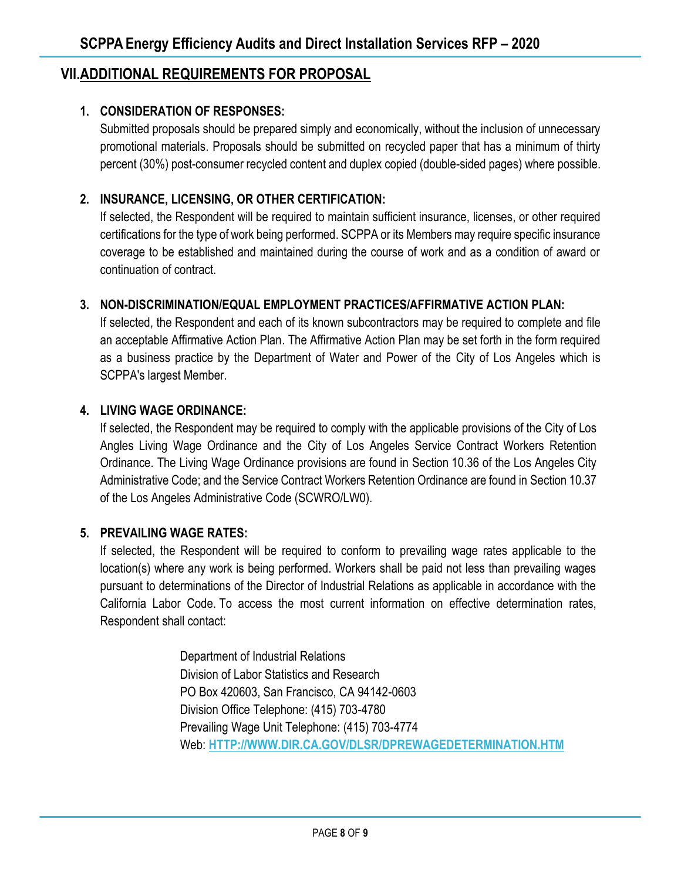## VII. ADDITIONAL REQUIREMENTS FOR PROPOSAL

1. **CONSIDERATION OF RESPONSES:**
   Submitted proposals should be prepared simply and economically, without the inclusion of unnecessary promotional materials. Proposals should be submitted on recycled paper that has a minimum of thirty percent (30%) post-consumer recycled content and duplex copied (double-sided pages) where possible.

2. **INSURANCE, LICENSING, OR OTHER CERTIFICATION:**
   If selected, the Respondent will be required to maintain sufficient insurance, licenses, or other required certifications for the type of work being performed. SCPPA or its Members may require specific insurance coverage to be established and maintained during the course of work and as a condition of award or continuation of contract.

3. **NON-DISCRIMINATION/EQUAL EMPLOYMENT PRACTICES/AFFIRMATIVE ACTION PLAN:**
   If selected, the Respondent and each of its known subcontractors may be required to complete and file an acceptable Affirmative Action Plan. The Affirmative Action Plan may be set forth in the form required as a business practice by the Department of Water and Power of the City of Los Angeles which is SCPPA's largest Member.

4. **LIVING WAGE ORDINANCE:**
   If selected, the Respondent may be required to comply with the applicable provisions of the City of Los Angles Living Wage Ordinance and the City of Los Angeles Service Contract Workers Retention Ordinance. The Living Wage Ordinance provisions are found in Section 10.36 of the Los Angeles City Administrative Code; and the Service Contract Workers Retention Ordinance are found in Section 10.37 of the Los Angeles Administrative Code (SCWRO/LW0).

5. **PREVAILING WAGE RATES:**
   If selected, the Respondent will be required to conform to prevailing wage rates applicable to the location(s) where any work is being performed. Workers shall be paid not less than prevailing wages pursuant to determinations of the Director of Industrial Relations as applicable in accordance with the California Labor Code. To access the most current information on effective determination rates, Respondent shall contact:

   Department of Industrial Relations
   Division of Labor Statistics and Research
   PO Box 420603, San Francisco, CA 94142-0603
   Division Office Telephone: (415) 703-4780
   Prevailing Wage Unit Telephone: (415) 703-4774
   Web: **HTTP://WWW.DIR.CA.GOV/DLSR/DPREWAGEDETERMINATION.HTM**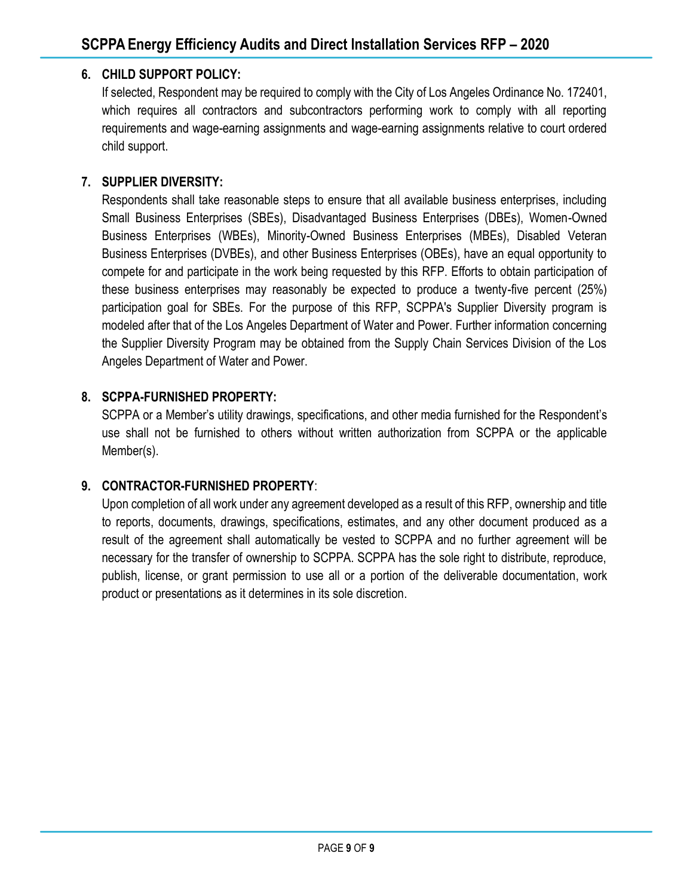6. **CHILD SUPPORT POLICY:**

   If selected, Respondent may be required to comply with the City of Los Angeles Ordinance No. 172401, which requires all contractors and subcontractors performing work to comply with all reporting requirements and wage-earning assignments and wage-earning assignments relative to court ordered child support.

7. **SUPPLIER DIVERSITY:**

   Respondents shall take reasonable steps to ensure that all available business enterprises, including Small Business Enterprises (SBEs), Disadvantaged Business Enterprises (DBEs), Women-Owned Business Enterprises (WBEs), Minority-Owned Business Enterprises (MBEs), Disabled Veteran Business Enterprises (DVBEs), and other Business Enterprises (OBEs), have an equal opportunity to compete for and participate in the work being requested by this RFP. Efforts to obtain participation of these business enterprises may reasonably be expected to produce a twenty-five percent (25%) participation goal for SBEs. For the purpose of this RFP, SCPPA's Supplier Diversity program is modeled after that of the Los Angeles Department of Water and Power. Further information concerning the Supplier Diversity Program may be obtained from the Supply Chain Services Division of the Los Angeles Department of Water and Power.

8. **SCPPA-FURNISHED PROPERTY:**

   SCPPA or a Member's utility drawings, specifications, and other media furnished for the Respondent's use shall not be furnished to others without written authorization from SCPPA or the applicable Member(s).

9. **CONTRACTOR-FURNISHED PROPERTY**:

   Upon completion of all work under any agreement developed as a result of this RFP, ownership and title to reports, documents, drawings, specifications, estimates, and any other document produced as a result of the agreement shall automatically be vested to SCPPA and no further agreement will be necessary for the transfer of ownership to SCPPA. SCPPA has the sole right to distribute, reproduce, publish, license, or grant permission to use all or a portion of the deliverable documentation, work product or presentations as it determines in its sole discretion.